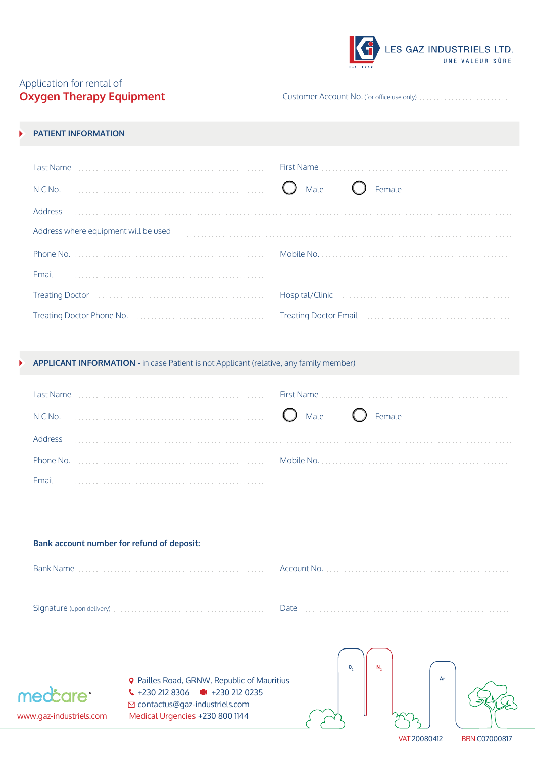LES GAZ INDUSTRIELS LTD.
UNE VALEUR SÛRE
Est. 1952

Application for rental of

# Oxygen Therapy Equipment

Customer Account No. (for office use only) ..........................

## PATIENT INFORMATION

Last Name .................................................... First Name ....................................................

NIC No. .................................................... ◯ Male ◯ Female

Address ....................................................................................................................

Address where equipment will be used ..........................................................................

Phone No. .................................................... Mobile No. ....................................................

Email ....................................................

Treating Doctor .................................................... Hospital/Clinic ....................................................

Treating Doctor Phone No. .................................... Treating Doctor Email ....................................

## APPLICANT INFORMATION - in case Patient is not Applicant (relative, any family member)

Last Name .................................................... First Name ....................................................

NIC No. .................................................... ◯ Male ◯ Female

Address ....................................................................................................................

Phone No. .................................................... Mobile No. ....................................................

Email ....................................................

**Bank account number for refund of deposit:**

Bank Name .................................................... Account No. ....................................................

Signature (upon delivery) .................................................... Date ....................................................

medcare

www.gaz-industriels.com

Pailles Road, GRNW, Republic of Mauritius
+230 212 8306 +230 212 0235
contactus@gaz-industriels.com
Medical Urgencies +230 800 1144

$O_2$ $N_2$ Ar

VAT 20080412 BRN C07000817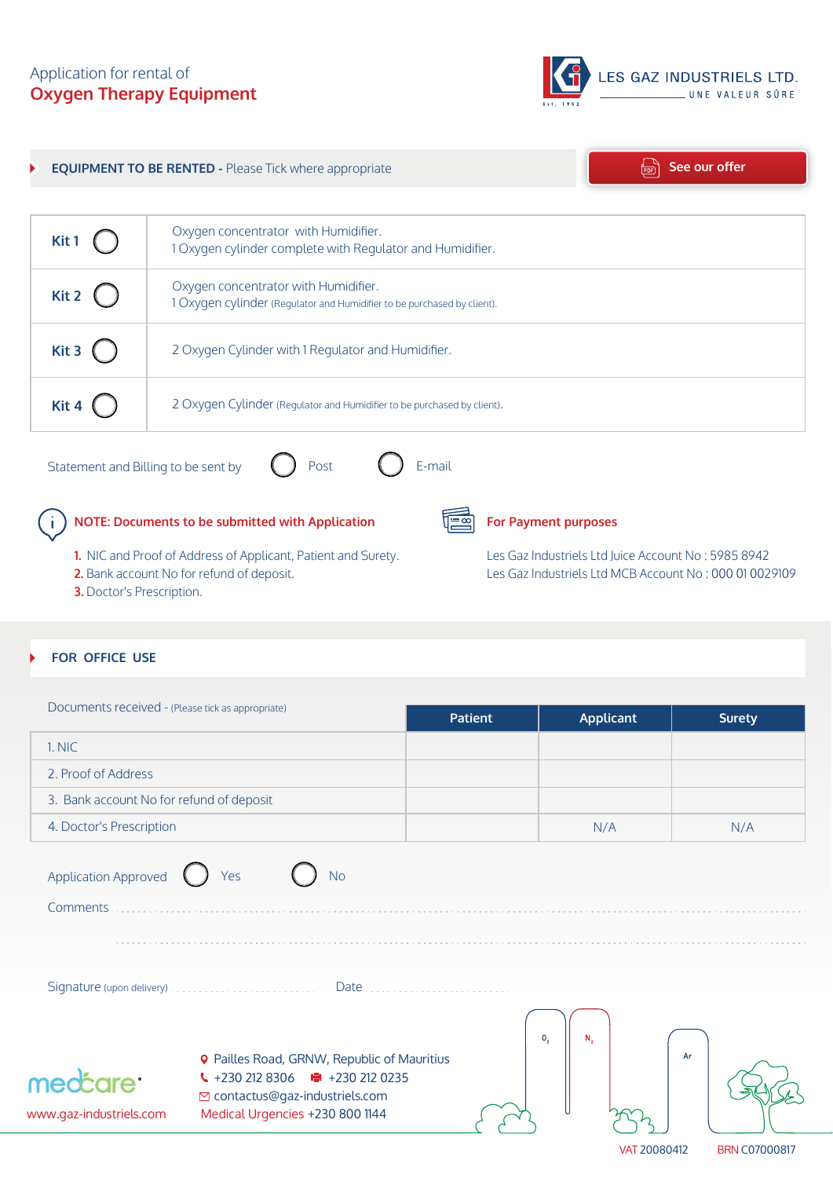Application for rental of
# Oxygen Therapy Equipment

LES GAZ INDUSTRIELS LTD.
UNE VALEUR SÛRE

## EQUIPMENT TO BE RENTED - Please Tick where appropriate

See our offer

| | |
|---|---|
| **Kit 1** ◯ | Oxygen concentrator with Humidifier.<br>1 Oxygen cylinder complete with Regulator and Humidifier. |
| **Kit 2** ◯ | Oxygen concentrator with Humidifier.<br>1 Oxygen cylinder (Regulator and Humidifier to be purchased by client). |
| **Kit 3** ◯ | 2 Oxygen Cylinder with 1 Regulator and Humidifier. |
| **Kit 4** ◯ | 2 Oxygen Cylinder (Regulator and Humidifier to be purchased by client). |

Statement and Billing to be sent by ◯ Post ◯ E-mail

### NOTE: Documents to be submitted with Application

1. NIC and Proof of Address of Applicant, Patient and Surety.
2. Bank account No for refund of deposit.
3. Doctor's Prescription.

### For Payment purposes

Les Gaz Industriels Ltd Juice Account No : 5985 8942
Les Gaz Industriels Ltd MCB Account No : 000 01 0029109

## FOR OFFICE USE

| Documents received - (Please tick as appropriate) | Patient | Applicant | Surety |
|---|---|---|---|
| 1. NIC | | | |
| 2. Proof of Address | | | |
| 3. Bank account No for refund of deposit | | | |
| 4. Doctor's Prescription | | N/A | N/A |

Application Approved ◯ Yes ◯ No

Comments ....................................................................................................

....................................................................................................

Signature (upon delivery) .............................. Date ..............................

medcare
www.gaz-industriels.com

Pailles Road, GRNW, Republic of Mauritius
+230 212 8306 +230 212 0235
contactus@gaz-industriels.com
Medical Urgencies +230 800 1144

VAT 20080412 BRN C07000817